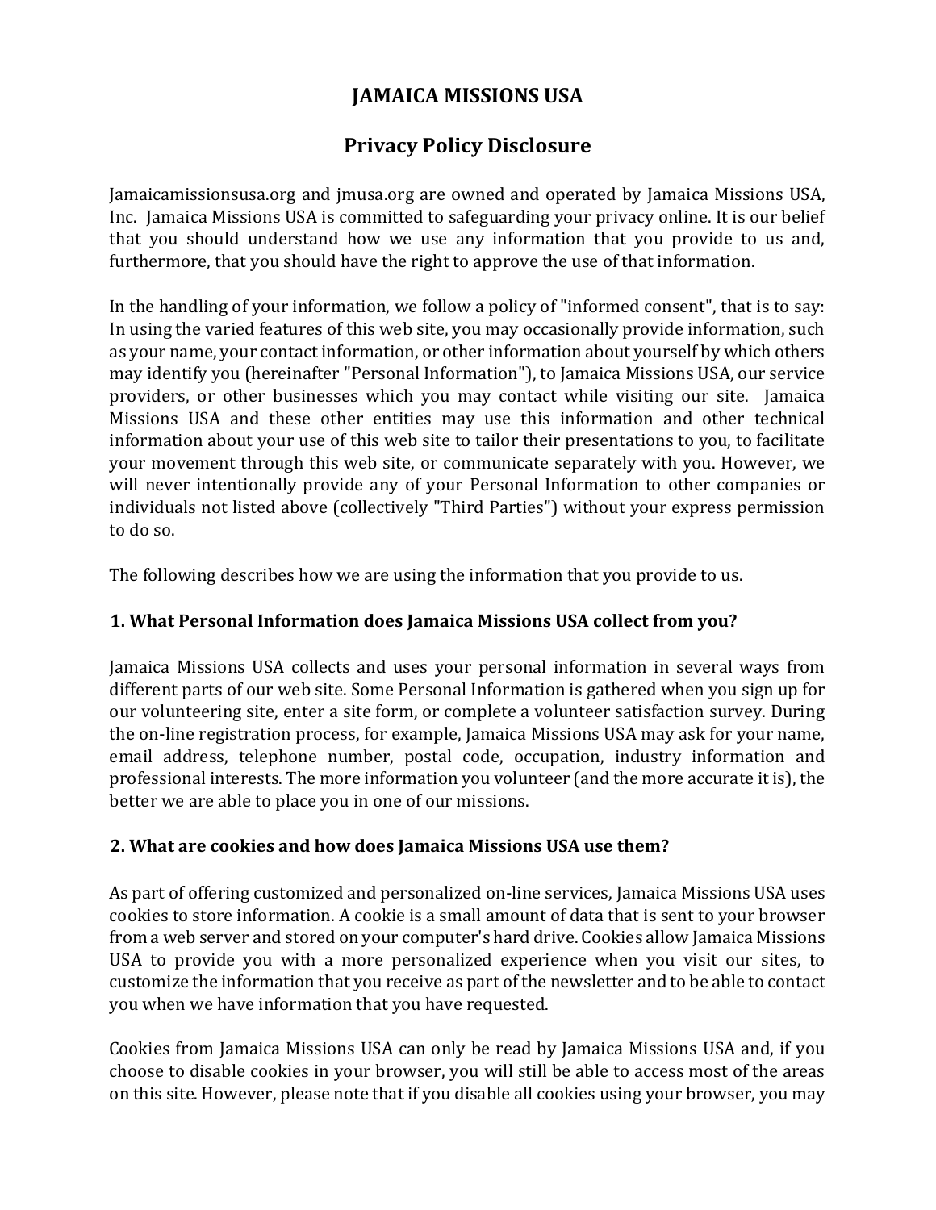# JAMAICA MISSIONS USA

## Privacy Policy Disclosure

Jamaicamissionsusa.org and jmusa.org are owned and operated by Jamaica Missions USA, Inc. Jamaica Missions USA is committed to safeguarding your privacy online. It is our belief that you should understand how we use any information that you provide to us and, furthermore, that you should have the right to approve the use of that information.

In the handling of your information, we follow a policy of "informed consent", that is to say: In using the varied features of this web site, you may occasionally provide information, such as your name, your contact information, or other information about yourself by which others may identify you (hereinafter "Personal Information"), to Jamaica Missions USA, our service providers, or other businesses which you may contact while visiting our site. Jamaica Missions USA and these other entities may use this information and other technical information about your use of this web site to tailor their presentations to you, to facilitate your movement through this web site, or communicate separately with you. However, we will never intentionally provide any of your Personal Information to other companies or individuals not listed above (collectively "Third Parties") without your express permission to do so.

The following describes how we are using the information that you provide to us.

### 1. What Personal Information does Jamaica Missions USA collect from you?

Jamaica Missions USA collects and uses your personal information in several ways from different parts of our web site. Some Personal Information is gathered when you sign up for our volunteering site, enter a site form, or complete a volunteer satisfaction survey. During the on-line registration process, for example, Jamaica Missions USA may ask for your name, email address, telephone number, postal code, occupation, industry information and professional interests. The more information you volunteer (and the more accurate it is), the better we are able to place you in one of our missions.

### 2. What are cookies and how does Jamaica Missions USA use them?

As part of offering customized and personalized on-line services, Jamaica Missions USA uses cookies to store information. A cookie is a small amount of data that is sent to your browser from a web server and stored on your computer's hard drive. Cookies allow Jamaica Missions USA to provide you with a more personalized experience when you visit our sites, to customize the information that you receive as part of the newsletter and to be able to contact you when we have information that you have requested.

Cookies from Jamaica Missions USA can only be read by Jamaica Missions USA and, if you choose to disable cookies in your browser, you will still be able to access most of the areas on this site. However, please note that if you disable all cookies using your browser, you may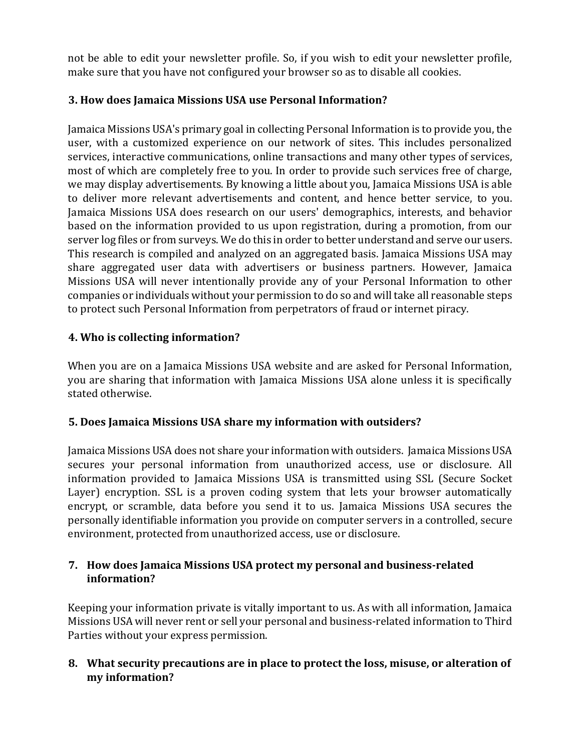not be able to edit your newsletter profile. So, if you wish to edit your newsletter profile, make sure that you have not configured your browser so as to disable all cookies.

### 3. How does Jamaica Missions USA use Personal Information?

Jamaica Missions USA's primary goal in collecting Personal Information is to provide you, the user, with a customized experience on our network of sites. This includes personalized services, interactive communications, online transactions and many other types of services, most of which are completely free to you. In order to provide such services free of charge, we may display advertisements. By knowing a little about you, Jamaica Missions USA is able to deliver more relevant advertisements and content, and hence better service, to you. Jamaica Missions USA does research on our users' demographics, interests, and behavior based on the information provided to us upon registration, during a promotion, from our server log files or from surveys. We do this in order to better understand and serve our users. This research is compiled and analyzed on an aggregated basis. Jamaica Missions USA may share aggregated user data with advertisers or business partners. However, Jamaica Missions USA will never intentionally provide any of your Personal Information to other companies or individuals without your permission to do so and will take all reasonable steps to protect such Personal Information from perpetrators of fraud or internet piracy.

### 4. Who is collecting information?

When you are on a Jamaica Missions USA website and are asked for Personal Information, you are sharing that information with Jamaica Missions USA alone unless it is specifically stated otherwise.

### 5. Does Jamaica Missions USA share my information with outsiders?

Jamaica Missions USA does not share your information with outsiders. Jamaica Missions USA secures your personal information from unauthorized access, use or disclosure. All information provided to Jamaica Missions USA is transmitted using SSL (Secure Socket Layer) encryption. SSL is a proven coding system that lets your browser automatically encrypt, or scramble, data before you send it to us. Jamaica Missions USA secures the personally identifiable information you provide on computer servers in a controlled, secure environment, protected from unauthorized access, use or disclosure.

### 7. How does Jamaica Missions USA protect my personal and business-related information?

Keeping your information private is vitally important to us. As with all information, Jamaica Missions USA will never rent or sell your personal and business-related information to Third Parties without your express permission.

### 8. What security precautions are in place to protect the loss, misuse, or alteration of my information?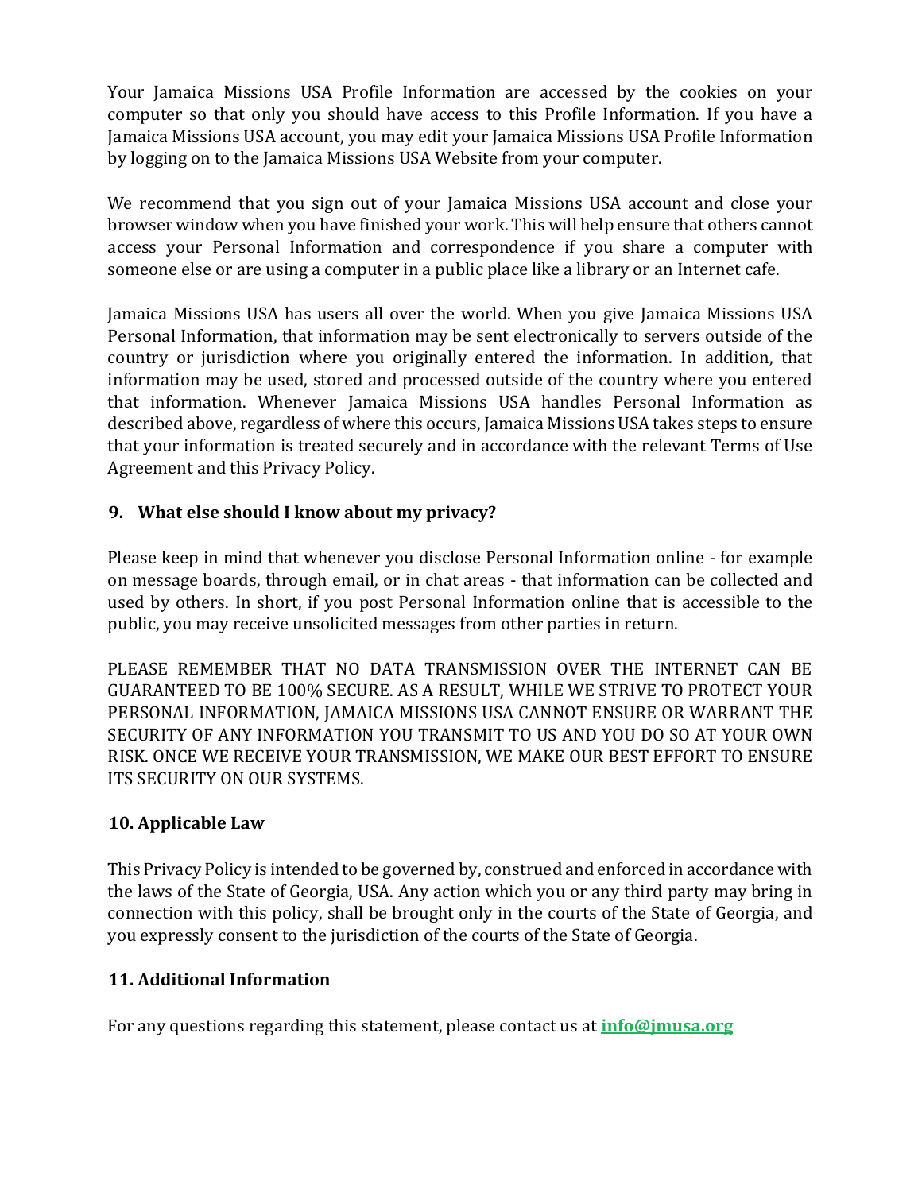Your Jamaica Missions USA Profile Information are accessed by the cookies on your computer so that only you should have access to this Profile Information. If you have a Jamaica Missions USA account, you may edit your Jamaica Missions USA Profile Information by logging on to the Jamaica Missions USA Website from your computer.

We recommend that you sign out of your Jamaica Missions USA account and close your browser window when you have finished your work. This will help ensure that others cannot access your Personal Information and correspondence if you share a computer with someone else or are using a computer in a public place like a library or an Internet cafe.

Jamaica Missions USA has users all over the world. When you give Jamaica Missions USA Personal Information, that information may be sent electronically to servers outside of the country or jurisdiction where you originally entered the information. In addition, that information may be used, stored and processed outside of the country where you entered that information. Whenever Jamaica Missions USA handles Personal Information as described above, regardless of where this occurs, Jamaica Missions USA takes steps to ensure that your information is treated securely and in accordance with the relevant Terms of Use Agreement and this Privacy Policy.

## 9. What else should I know about my privacy?

Please keep in mind that whenever you disclose Personal Information online - for example on message boards, through email, or in chat areas - that information can be collected and used by others. In short, if you post Personal Information online that is accessible to the public, you may receive unsolicited messages from other parties in return.

PLEASE REMEMBER THAT NO DATA TRANSMISSION OVER THE INTERNET CAN BE GUARANTEED TO BE 100% SECURE. AS A RESULT, WHILE WE STRIVE TO PROTECT YOUR PERSONAL INFORMATION, JAMAICA MISSIONS USA CANNOT ENSURE OR WARRANT THE SECURITY OF ANY INFORMATION YOU TRANSMIT TO US AND YOU DO SO AT YOUR OWN RISK. ONCE WE RECEIVE YOUR TRANSMISSION, WE MAKE OUR BEST EFFORT TO ENSURE ITS SECURITY ON OUR SYSTEMS.

## 10. Applicable Law

This Privacy Policy is intended to be governed by, construed and enforced in accordance with the laws of the State of Georgia, USA. Any action which you or any third party may bring in connection with this policy, shall be brought only in the courts of the State of Georgia, and you expressly consent to the jurisdiction of the courts of the State of Georgia.

## 11. Additional Information

For any questions regarding this statement, please contact us at **info@jmusa.org**